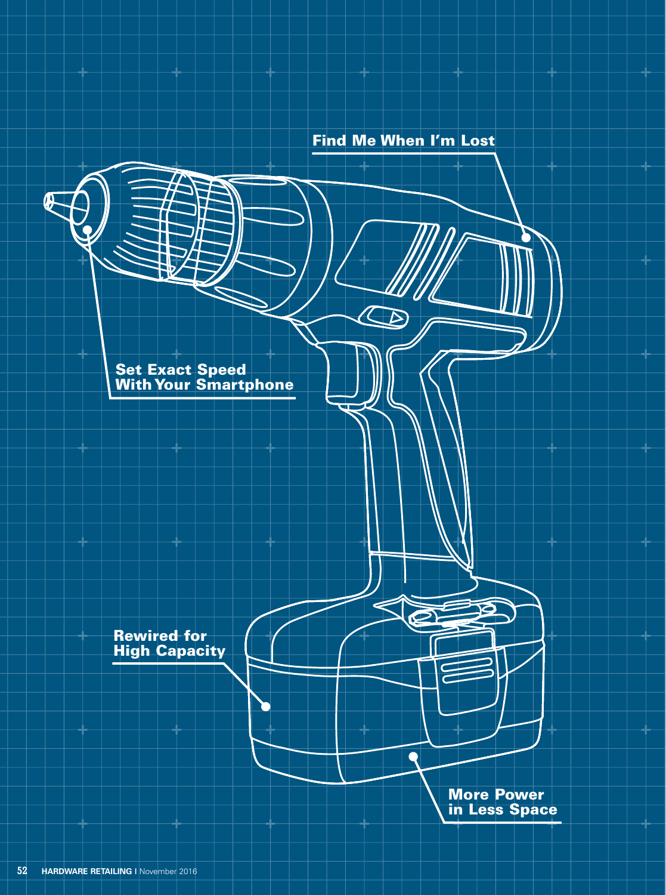Find Me When I'm Lost

Set Exact Speed With Your Smartphone

Rewired for High Capacity

More Power in Less Space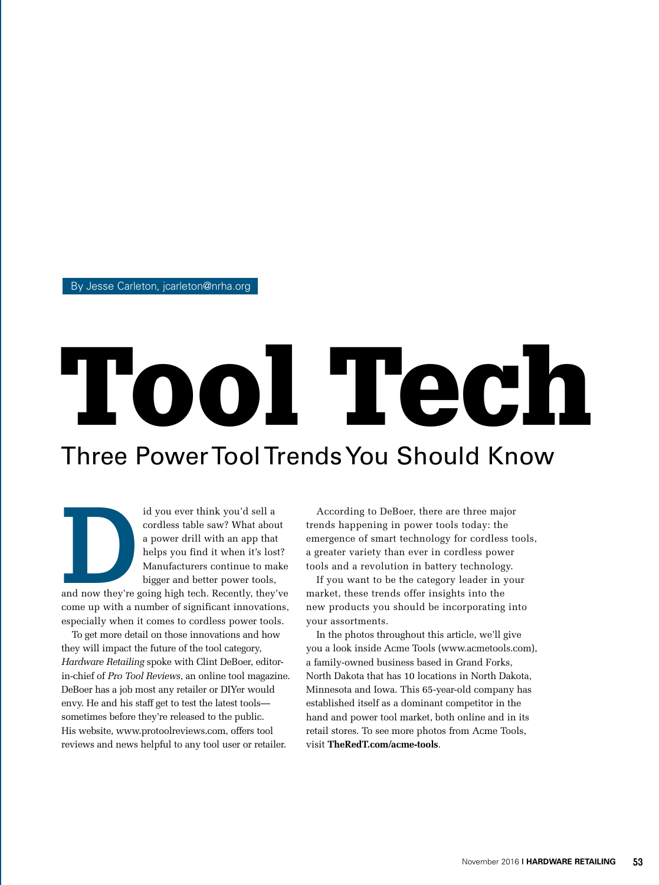By Jesse Carleton, jcarleton@nrha.org

# Tool Tech

## Three Power Tool Trends You Should Know

Did you ever think you'd sell a cordless table saw? What about a power drill with an app that helps you find it when it's lost? Manufacturers continue to make bigger and better power tools, and now they're going high tech. Recently, they've come up with a number of significant innovations, especially when it comes to cordless power tools.

To get more detail on those innovations and how they will impact the future of the tool category, *Hardware Retailing* spoke with Clint DeBoer, editor-in-chief of *Pro Tool Reviews*, an online tool magazine. DeBoer has a job most any retailer or DIYer would envy. He and his staff get to test the latest tools—sometimes before they're released to the public. His website, www.protoolreviews.com, offers tool reviews and news helpful to any tool user or retailer.

According to DeBoer, there are three major trends happening in power tools today: the emergence of smart technology for cordless tools, a greater variety than ever in cordless power tools and a revolution in battery technology.

If you want to be the category leader in your market, these trends offer insights into the new products you should be incorporating into your assortments.

In the photos throughout this article, we'll give you a look inside Acme Tools (www.acmetools.com), a family-owned business based in Grand Forks, North Dakota that has 10 locations in North Dakota, Minnesota and Iowa. This 65-year-old company has established itself as a dominant competitor in the hand and power tool market, both online and in its retail stores. To see more photos from Acme Tools, visit **TheRedT.com/acme-tools**.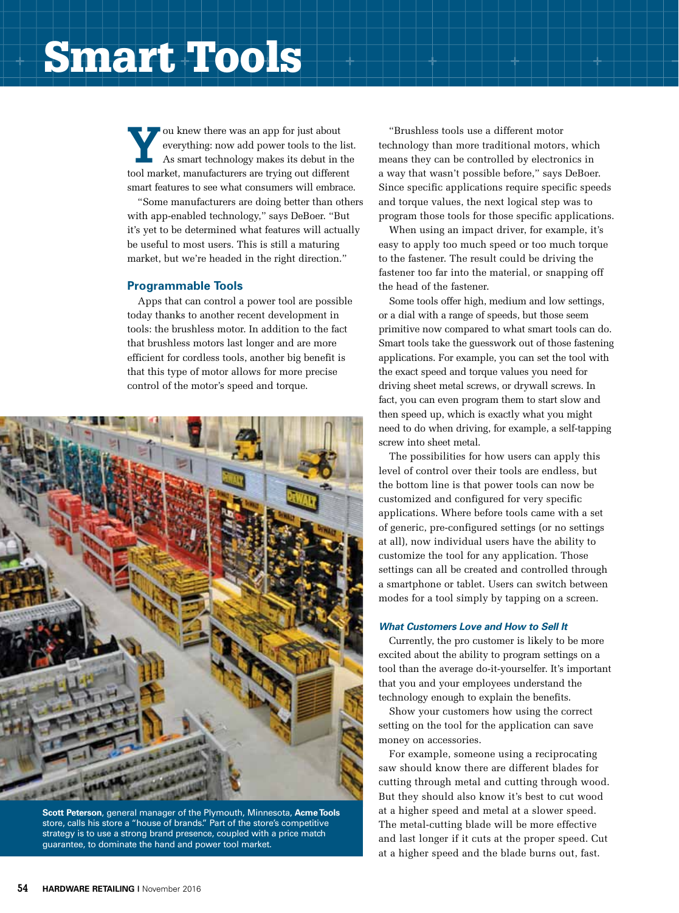# Smart Tools

You knew there was an app for just about everything: now add power tools to the list. As smart technology makes its debut in the tool market, manufacturers are trying out different smart features to see what consumers will embrace.

"Some manufacturers are doing better than others with app-enabled technology," says DeBoer. "But it's yet to be determined what features will actually be useful to most users. This is still a maturing market, but we're headed in the right direction."

## Programmable Tools

Apps that can control a power tool are possible today thanks to another recent development in tools: the brushless motor. In addition to the fact that brushless motors last longer and are more efficient for cordless tools, another big benefit is that this type of motor allows for more precise control of the motor's speed and torque.

**Scott Peterson**, general manager of the Plymouth, Minnesota, **Acme Tools** store, calls his store a "house of brands." Part of the store's competitive strategy is to use a strong brand presence, coupled with a price match guarantee, to dominate the hand and power tool market.

"Brushless tools use a different motor technology than more traditional motors, which means they can be controlled by electronics in a way that wasn't possible before," says DeBoer. Since specific applications require specific speeds and torque values, the next logical step was to program those tools for those specific applications.

When using an impact driver, for example, it's easy to apply too much speed or too much torque to the fastener. The result could be driving the fastener too far into the material, or snapping off the head of the fastener.

Some tools offer high, medium and low settings, or a dial with a range of speeds, but those seem primitive now compared to what smart tools can do. Smart tools take the guesswork out of those fastening applications. For example, you can set the tool with the exact speed and torque values you need for driving sheet metal screws, or drywall screws. In fact, you can even program them to start slow and then speed up, which is exactly what you might need to do when driving, for example, a self-tapping screw into sheet metal.

The possibilities for how users can apply this level of control over their tools are endless, but the bottom line is that power tools can now be customized and configured for very specific applications. Where before tools came with a set of generic, pre-configured settings (or no settings at all), now individual users have the ability to customize the tool for any application. Those settings can all be created and controlled through a smartphone or tablet. Users can switch between modes for a tool simply by tapping on a screen.

### *What Customers Love and How to Sell It*

Currently, the pro customer is likely to be more excited about the ability to program settings on a tool than the average do-it-yourselfer. It's important that you and your employees understand the technology enough to explain the benefits.

Show your customers how using the correct setting on the tool for the application can save money on accessories.

For example, someone using a reciprocating saw should know there are different blades for cutting through metal and cutting through wood. But they should also know it's best to cut wood at a higher speed and metal at a slower speed. The metal-cutting blade will be more effective and last longer if it cuts at the proper speed. Cut at a higher speed and the blade burns out, fast.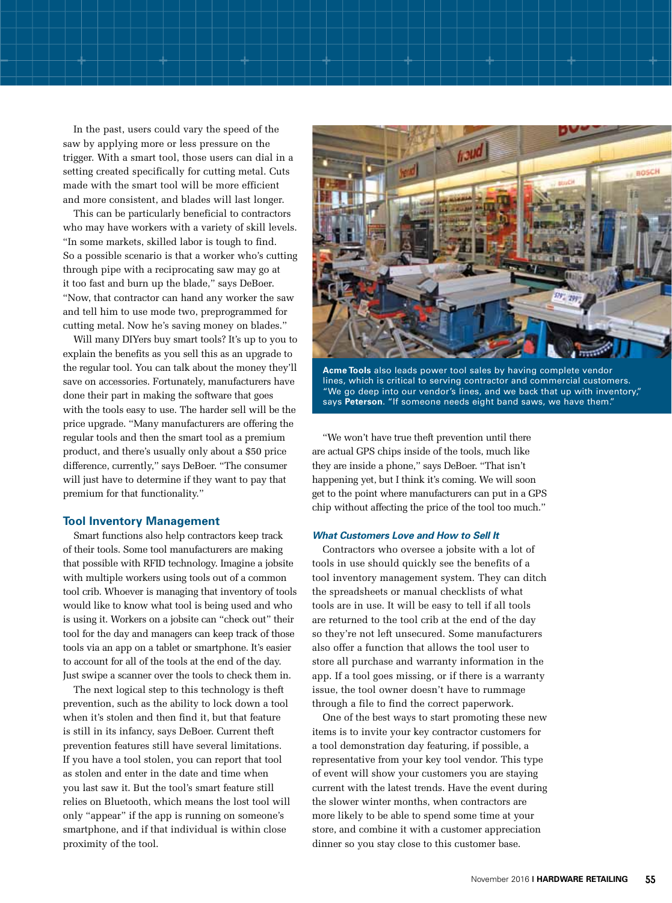In the past, users could vary the speed of the saw by applying more or less pressure on the trigger. With a smart tool, those users can dial in a setting created specifically for cutting metal. Cuts made with the smart tool will be more efficient and more consistent, and blades will last longer.

This can be particularly beneficial to contractors who may have workers with a variety of skill levels. "In some markets, skilled labor is tough to find. So a possible scenario is that a worker who's cutting through pipe with a reciprocating saw may go at it too fast and burn up the blade," says DeBoer. "Now, that contractor can hand any worker the saw and tell him to use mode two, preprogrammed for cutting metal. Now he's saving money on blades."

Will many DIYers buy smart tools? It's up to you to explain the benefits as you sell this as an upgrade to the regular tool. You can talk about the money they'll save on accessories. Fortunately, manufacturers have done their part in making the software that goes with the tools easy to use. The harder sell will be the price upgrade. "Many manufacturers are offering the regular tools and then the smart tool as a premium product, and there's usually only about a $50 price difference, currently," says DeBoer. "The consumer will just have to determine if they want to pay that premium for that functionality."

## Tool Inventory Management

Smart functions also help contractors keep track of their tools. Some tool manufacturers are making that possible with RFID technology. Imagine a jobsite with multiple workers using tools out of a common tool crib. Whoever is managing that inventory of tools would like to know what tool is being used and who is using it. Workers on a jobsite can "check out" their tool for the day and managers can keep track of those tools via an app on a tablet or smartphone. It's easier to account for all of the tools at the end of the day. Just swipe a scanner over the tools to check them in.

The next logical step to this technology is theft prevention, such as the ability to lock down a tool when it's stolen and then find it, but that feature is still in its infancy, says DeBoer. Current theft prevention features still have several limitations. If you have a tool stolen, you can report that tool as stolen and enter in the date and time when you last saw it. But the tool's smart feature still relies on Bluetooth, which means the lost tool will only "appear" if the app is running on someone's smartphone, and if that individual is within close proximity of the tool.

**Acme Tools** also leads power tool sales by having complete vendor lines, which is critical to serving contractor and commercial customers. "We go deep into our vendor's lines, and we back that up with inventory," says **Peterson**. "If someone needs eight band saws, we have them."

"We won't have true theft prevention until there are actual GPS chips inside of the tools, much like they are inside a phone," says DeBoer. "That isn't happening yet, but I think it's coming. We will soon get to the point where manufacturers can put in a GPS chip without affecting the price of the tool too much."

### *What Customers Love and How to Sell It*

Contractors who oversee a jobsite with a lot of tools in use should quickly see the benefits of a tool inventory management system. They can ditch the spreadsheets or manual checklists of what tools are in use. It will be easy to tell if all tools are returned to the tool crib at the end of the day so they're not left unsecured. Some manufacturers also offer a function that allows the tool user to store all purchase and warranty information in the app. If a tool goes missing, or if there is a warranty issue, the tool owner doesn't have to rummage through a file to find the correct paperwork.

One of the best ways to start promoting these new items is to invite your key contractor customers for a tool demonstration day featuring, if possible, a representative from your key tool vendor. This type of event will show your customers you are staying current with the latest trends. Have the event during the slower winter months, when contractors are more likely to be able to spend some time at your store, and combine it with a customer appreciation dinner so you stay close to this customer base.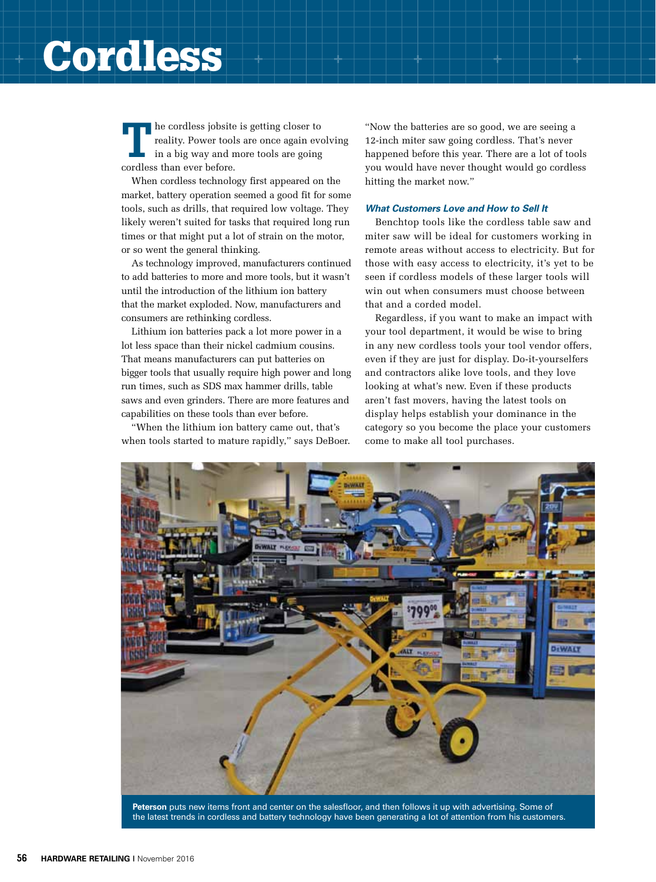# Cordless

The cordless jobsite is getting closer to reality. Power tools are once again evolving in a big way and more tools are going cordless than ever before.

When cordless technology first appeared on the market, battery operation seemed a good fit for some tools, such as drills, that required low voltage. They likely weren't suited for tasks that required long run times or that might put a lot of strain on the motor, or so went the general thinking.

As technology improved, manufacturers continued to add batteries to more and more tools, but it wasn't until the introduction of the lithium ion battery that the market exploded. Now, manufacturers and consumers are rethinking cordless.

Lithium ion batteries pack a lot more power in a lot less space than their nickel cadmium cousins. That means manufacturers can put batteries on bigger tools that usually require high power and long run times, such as SDS max hammer drills, table saws and even grinders. There are more features and capabilities on these tools than ever before.

"When the lithium ion battery came out, that's when tools started to mature rapidly," says DeBoer. "Now the batteries are so good, we are seeing a 12-inch miter saw going cordless. That's never happened before this year. There are a lot of tools you would have never thought would go cordless hitting the market now."

### *What Customers Love and How to Sell It*

Benchtop tools like the cordless table saw and miter saw will be ideal for customers working in remote areas without access to electricity. But for those with easy access to electricity, it's yet to be seen if cordless models of these larger tools will win out when consumers must choose between that and a corded model.

Regardless, if you want to make an impact with your tool department, it would be wise to bring in any new cordless tools your tool vendor offers, even if they are just for display. Do-it-yourselfers and contractors alike love tools, and they love looking at what's new. Even if these products aren't fast movers, having the latest tools on display helps establish your dominance in the category so you become the place your customers come to make all tool purchases.

**Peterson** puts new items front and center on the salesfloor, and then follows it up with advertising. Some of the latest trends in cordless and battery technology have been generating a lot of attention from his customers.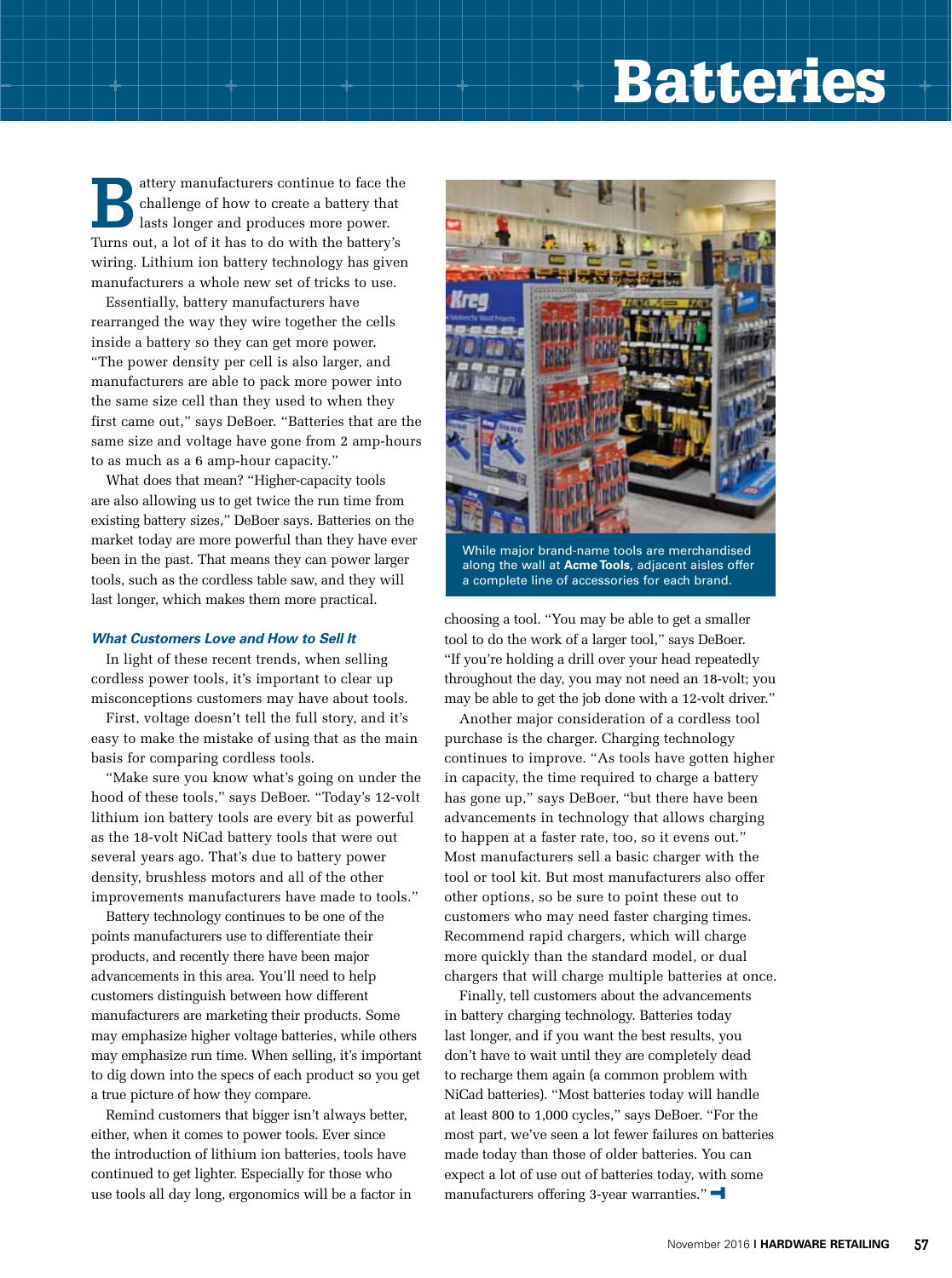# Batteries

Battery manufacturers continue to face the challenge of how to create a battery that lasts longer and produces more power. Turns out, a lot of it has to do with the battery's wiring. Lithium ion battery technology has given manufacturers a whole new set of tricks to use.

Essentially, battery manufacturers have rearranged the way they wire together the cells inside a battery so they can get more power. "The power density per cell is also larger, and manufacturers are able to pack more power into the same size cell than they used to when they first came out," says DeBoer. "Batteries that are the same size and voltage have gone from 2 amp-hours to as much as a 6 amp-hour capacity."

What does that mean? "Higher-capacity tools are also allowing us to get twice the run time from existing battery sizes," DeBoer says. Batteries on the market today are more powerful than they have ever been in the past. That means they can power larger tools, such as the cordless table saw, and they will last longer, which makes them more practical.

### *What Customers Love and How to Sell It*

In light of these recent trends, when selling cordless power tools, it's important to clear up misconceptions customers may have about tools.

First, voltage doesn't tell the full story, and it's easy to make the mistake of using that as the main basis for comparing cordless tools.

"Make sure you know what's going on under the hood of these tools," says DeBoer. "Today's 12-volt lithium ion battery tools are every bit as powerful as the 18-volt NiCad battery tools that were out several years ago. That's due to battery power density, brushless motors and all of the other improvements manufacturers have made to tools."

Battery technology continues to be one of the points manufacturers use to differentiate their products, and recently there have been major advancements in this area. You'll need to help customers distinguish between how different manufacturers are marketing their products. Some may emphasize higher voltage batteries, while others may emphasize run time. When selling, it's important to dig down into the specs of each product so you get a true picture of how they compare.

Remind customers that bigger isn't always better, either, when it comes to power tools. Ever since the introduction of lithium ion batteries, tools have continued to get lighter. Especially for those who use tools all day long, ergonomics will be a factor in choosing a tool. "You may be able to get a smaller tool to do the work of a larger tool," says DeBoer. "If you're holding a drill over your head repeatedly throughout the day, you may not need an 18-volt; you may be able to get the job done with a 12-volt driver."

While major brand-name tools are merchandised along the wall at **Acme Tools**, adjacent aisles offer a complete line of accessories for each brand.

Another major consideration of a cordless tool purchase is the charger. Charging technology continues to improve. "As tools have gotten higher in capacity, the time required to charge a battery has gone up," says DeBoer, "but there have been advancements in technology that allows charging to happen at a faster rate, too, so it evens out." Most manufacturers sell a basic charger with the tool or tool kit. But most manufacturers also offer other options, so be sure to point these out to customers who may need faster charging times. Recommend rapid chargers, which will charge more quickly than the standard model, or dual chargers that will charge multiple batteries at once.

Finally, tell customers about the advancements in battery charging technology. Batteries today last longer, and if you want the best results, you don't have to wait until they are completely dead to recharge them again (a common problem with NiCad batteries). "Most batteries today will handle at least 800 to 1,000 cycles," says DeBoer. "For the most part, we've seen a lot fewer failures on batteries made today than those of older batteries. You can expect a lot of use out of batteries today, with some manufacturers offering 3-year warranties."